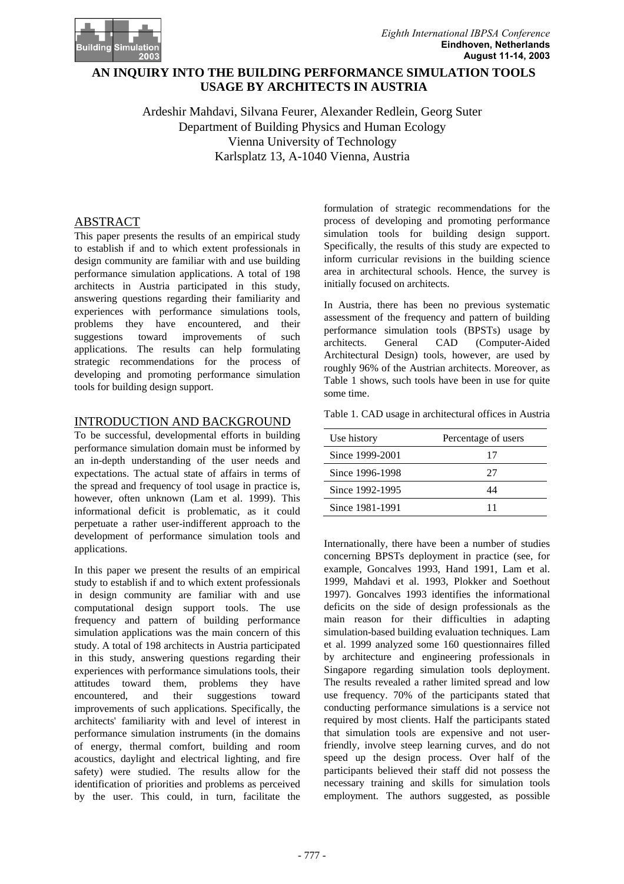# AN INQUIRY INTO THE BUILDING PERFORMANCE SIMULATION TOOLS USAGE BY ARCHITECTS IN AUSTRIA

Ardeshir Mahdavi, Silvana Feurer, Alexander Redlein, Georg Suter
Department of Building Physics and Human Ecology
Vienna University of Technology
Karlsplatz 13, A-1040 Vienna, Austria

## ABSTRACT

This paper presents the results of an empirical study to establish if and to which extent professionals in design community are familiar with and use building performance simulation applications. A total of 198 architects in Austria participated in this study, answering questions regarding their familiarity and experiences with performance simulations tools, problems they have encountered, and their suggestions toward improvements of such applications. The results can help formulating strategic recommendations for the process of developing and promoting performance simulation tools for building design support.

## INTRODUCTION AND BACKGROUND

To be successful, developmental efforts in building performance simulation domain must be informed by an in-depth understanding of the user needs and expectations. The actual state of affairs in terms of the spread and frequency of tool usage in practice is, however, often unknown (Lam et al. 1999). This informational deficit is problematic, as it could perpetuate a rather user-indifferent approach to the development of performance simulation tools and applications.

In this paper we present the results of an empirical study to establish if and to which extent professionals in design community are familiar with and use computational design support tools. The use frequency and pattern of building performance simulation applications was the main concern of this study. A total of 198 architects in Austria participated in this study, answering questions regarding their experiences with performance simulations tools, their attitudes toward them, problems they have encountered, and their suggestions toward improvements of such applications. Specifically, the architects' familiarity with and level of interest in performance simulation instruments (in the domains of energy, thermal comfort, building and room acoustics, daylight and electrical lighting, and fire safety) were studied. The results allow for the identification of priorities and problems as perceived by the user. This could, in turn, facilitate the formulation of strategic recommendations for the process of developing and promoting performance simulation tools for building design support. Specifically, the results of this study are expected to inform curricular revisions in the building science area in architectural schools. Hence, the survey is initially focused on architects.

In Austria, there has been no previous systematic assessment of the frequency and pattern of building performance simulation tools (BPSTs) usage by architects. General CAD (Computer-Aided Architectural Design) tools, however, are used by roughly 96% of the Austrian architects. Moreover, as Table 1 shows, such tools have been in use for quite some time.

Table 1. CAD usage in architectural offices in Austria

| Use history | Percentage of users |
| --- | --- |
| Since 1999-2001 | 17 |
| Since 1996-1998 | 27 |
| Since 1992-1995 | 44 |
| Since 1981-1991 | 11 |

Internationally, there have been a number of studies concerning BPSTs deployment in practice (see, for example, Goncalves 1993, Hand 1991, Lam et al. 1999, Mahdavi et al. 1993, Plokker and Soethout 1997). Goncalves 1993 identifies the informational deficits on the side of design professionals as the main reason for their difficulties in adapting simulation-based building evaluation techniques. Lam et al. 1999 analyzed some 160 questionnaires filled by architecture and engineering professionals in Singapore regarding simulation tools deployment. The results revealed a rather limited spread and low use frequency. 70% of the participants stated that conducting performance simulations is a service not required by most clients. Half the participants stated that simulation tools are expensive and not user-friendly, involve steep learning curves, and do not speed up the design process. Over half of the participants believed their staff did not possess the necessary training and skills for simulation tools employment. The authors suggested, as possible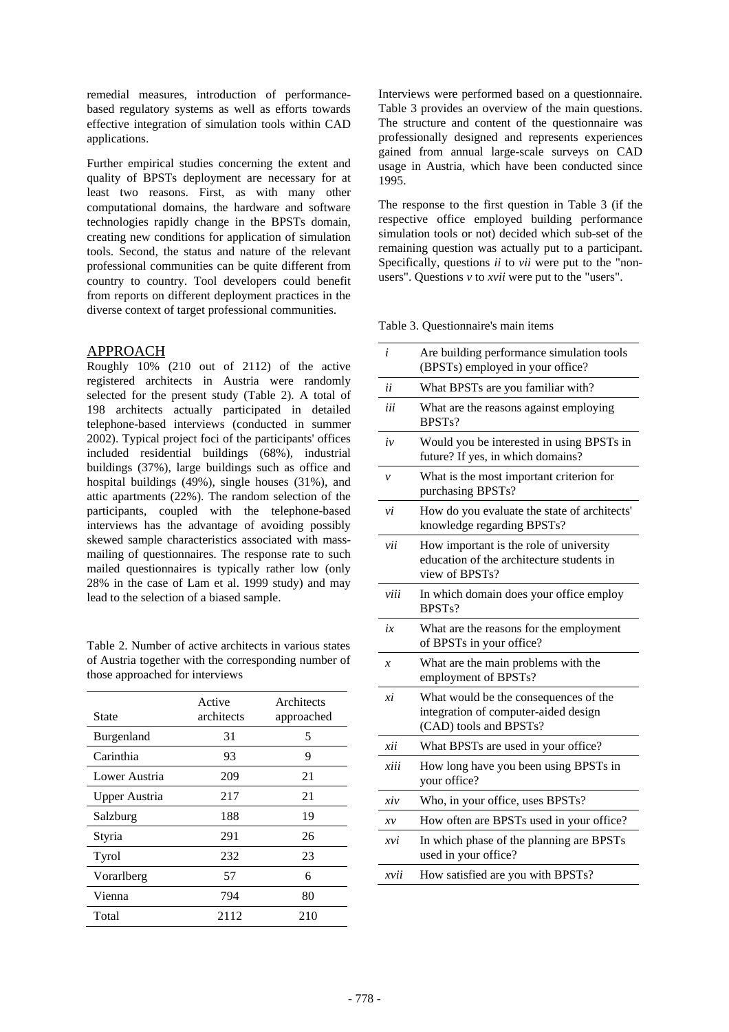remedial measures, introduction of performance-based regulatory systems as well as efforts towards effective integration of simulation tools within CAD applications.

Further empirical studies concerning the extent and quality of BPSTs deployment are necessary for at least two reasons. First, as with many other computational domains, the hardware and software technologies rapidly change in the BPSTs domain, creating new conditions for application of simulation tools. Second, the status and nature of the relevant professional communities can be quite different from country to country. Tool developers could benefit from reports on different deployment practices in the diverse context of target professional communities.

## APPROACH

Roughly 10% (210 out of 2112) of the active registered architects in Austria were randomly selected for the present study (Table 2). A total of 198 architects actually participated in detailed telephone-based interviews (conducted in summer 2002). Typical project foci of the participants' offices included residential buildings (68%), industrial buildings (37%), large buildings such as office and hospital buildings (49%), single houses (31%), and attic apartments (22%). The random selection of the participants, coupled with the telephone-based interviews has the advantage of avoiding possibly skewed sample characteristics associated with mass-mailing of questionnaires. The response rate to such mailed questionnaires is typically rather low (only 28% in the case of Lam et al. 1999 study) and may lead to the selection of a biased sample.

Table 2. Number of active architects in various states of Austria together with the corresponding number of those approached for interviews

| State | Active architects | Architects approached |
|---|---|---|
| Burgenland | 31 | 5 |
| Carinthia | 93 | 9 |
| Lower Austria | 209 | 21 |
| Upper Austria | 217 | 21 |
| Salzburg | 188 | 19 |
| Styria | 291 | 26 |
| Tyrol | 232 | 23 |
| Vorarlberg | 57 | 6 |
| Vienna | 794 | 80 |
| Total | 2112 | 210 |

Interviews were performed based on a questionnaire. Table 3 provides an overview of the main questions. The structure and content of the questionnaire was professionally designed and represents experiences gained from annual large-scale surveys on CAD usage in Austria, which have been conducted since 1995.

The response to the first question in Table 3 (if the respective office employed building performance simulation tools or not) decided which sub-set of the remaining question was actually put to a participant. Specifically, questions *ii* to *vii* were put to the "non-users". Questions *v* to *xvii* were put to the "users".

Table 3. Questionnaire's main items

| | |
|---|---|
| *i* | Are building performance simulation tools (BPSTs) employed in your office? |
| *ii* | What BPSTs are you familiar with? |
| *iii* | What are the reasons against employing BPSTs? |
| *iv* | Would you be interested in using BPSTs in future? If yes, in which domains? |
| *v* | What is the most important criterion for purchasing BPSTs? |
| *vi* | How do you evaluate the state of architects' knowledge regarding BPSTs? |
| *vii* | How important is the role of university education of the architecture students in view of BPSTs? |
| *viii* | In which domain does your office employ BPSTs? |
| *ix* | What are the reasons for the employment of BPSTs in your office? |
| *x* | What are the main problems with the employment of BPSTs? |
| *xi* | What would be the consequences of the integration of computer-aided design (CAD) tools and BPSTs? |
| *xii* | What BPSTs are used in your office? |
| *xiii* | How long have you been using BPSTs in your office? |
| *xiv* | Who, in your office, uses BPSTs? |
| *xv* | How often are BPSTs used in your office? |
| *xvi* | In which phase of the planning are BPSTs used in your office? |
| *xvii* | How satisfied are you with BPSTs? |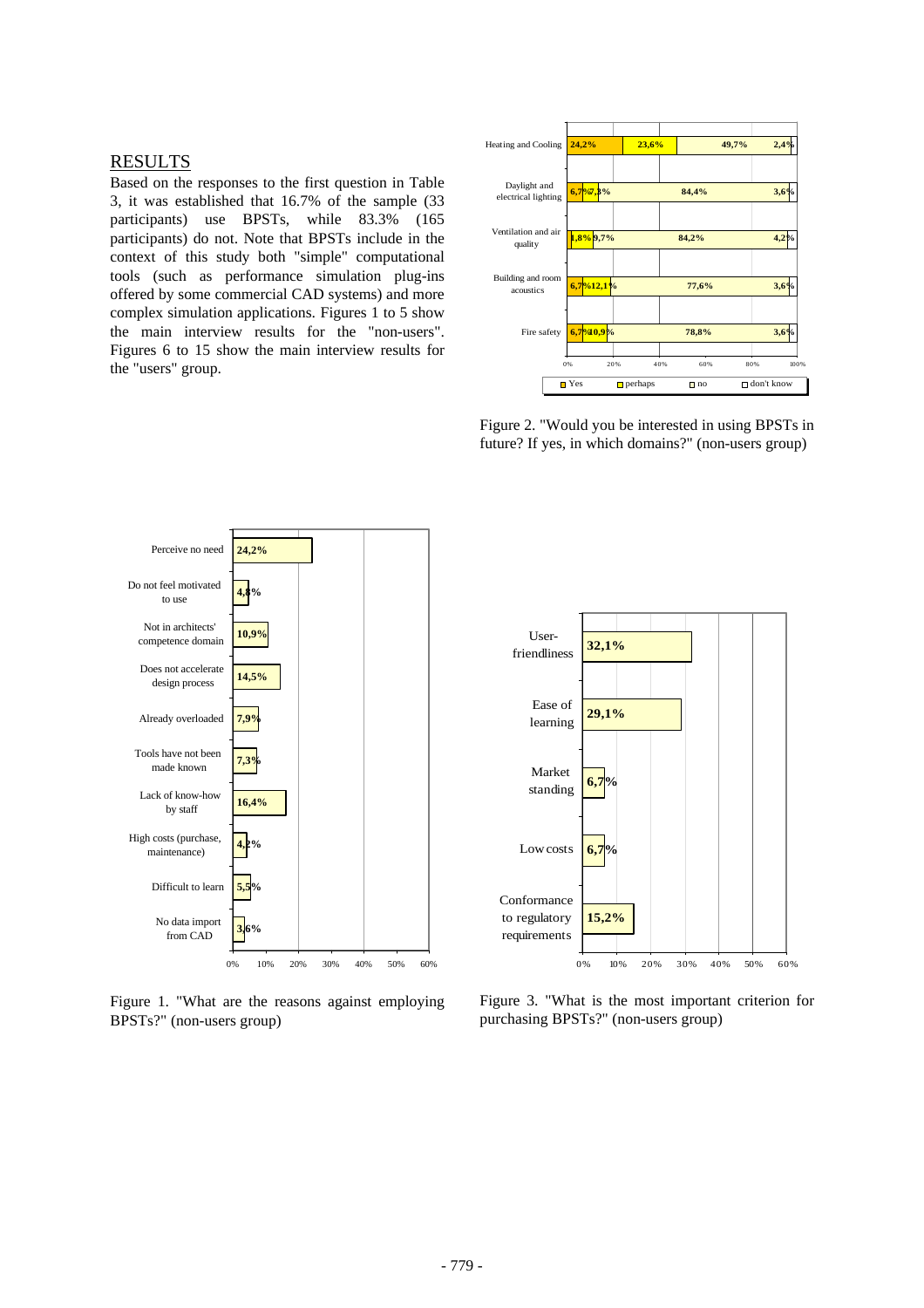## RESULTS

Based on the responses to the first question in Table 3, it was established that 16.7% of the sample (33 participants) use BPSTs, while 83.3% (165 participants) do not. Note that BPSTs include in the context of this study both "simple" computational tools (such as performance simulation plug-ins offered by some commercial CAD systems) and more complex simulation applications. Figures 1 to 5 show the main interview results for the "non-users". Figures 6 to 15 show the main interview results for the "users" group.

Figure 2. "Would you be interested in using BPSTs in future? If yes, in which domains?" (non-users group)

Figure 1. "What are the reasons against employing BPSTs?" (non-users group)

Figure 3. "What is the most important criterion for purchasing BPSTs?" (non-users group)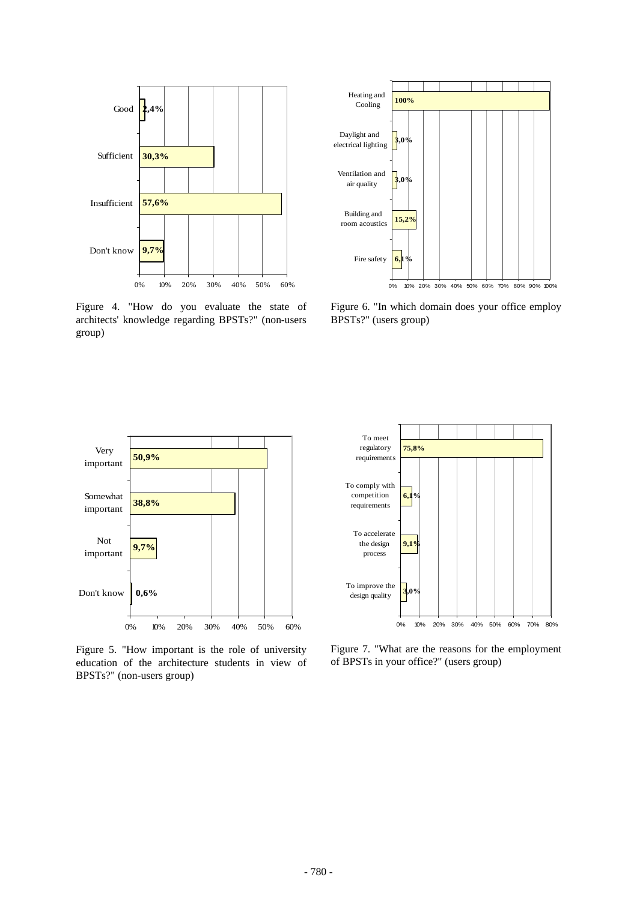| Response | Percentage |
|---|---|
| Good | 2,4% |
| Sufficient | 30,3% |
| Insufficient | 57,6% |
| Don't know | 9,7% |

Figure 4. "How do you evaluate the state of architects' knowledge regarding BPSTs?" (non-users group)

| Response | Percentage |
|---|---|
| Very important | 50,9% |
| Somewhat important | 38,8% |
| Not important | 9,7% |
| Don't know | 0,6% |

Figure 5. "How important is the role of university education of the architecture students in view of BPSTs?" (non-users group)

| Domain | Percentage |
|---|---|
| Heating and Cooling | 100% |
| Daylight and electrical lighting | 3,0% |
| Ventilation and air quality | 3,0% |
| Building and room acoustics | 15,2% |
| Fire safety | 6,1% |

Figure 6. "In which domain does your office employ BPSTs?" (users group)

| Reason | Percentage |
|---|---|
| To meet regulatory requirements | 75,8% |
| To comply with competition requirements | 6,1% |
| To accelerate the design process | 9,1% |
| To improve the design quality | 3,0% |

Figure 7. "What are the reasons for the employment of BPSTs in your office?" (users group)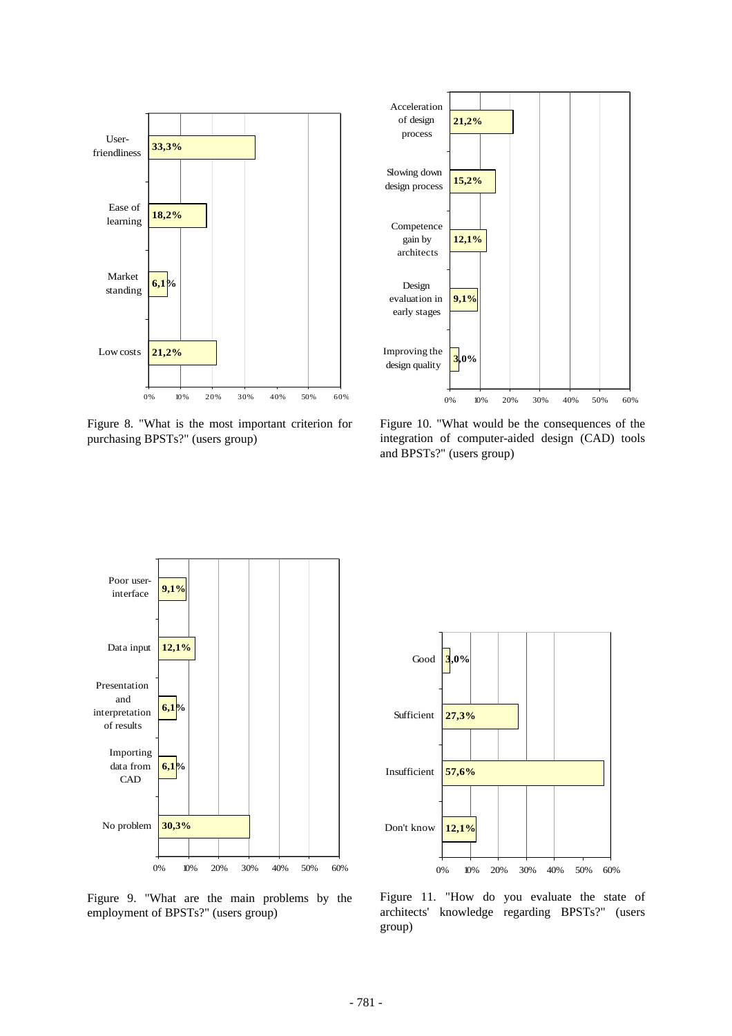| User-friendliness | Ease of learning | Market standing | Low costs |
|---|---|---|---|
| 33,3% | 18,2% | 6,1% | 21,2% |

Figure 8. "What is the most important criterion for purchasing BPSTs?" (users group)

| Acceleration of design process | Slowing down design process | Competence gain by architects | Design evaluation in early stages | Improving the design quality |
|---|---|---|---|---|
| 21,2% | 15,2% | 12,1% | 9,1% | 3,0% |

Figure 10. "What would be the consequences of the integration of computer-aided design (CAD) tools and BPSTs?" (users group)

| Poor user-interface | Data input | Presentation and interpretation of results | Importing data from CAD | No problem |
|---|---|---|---|---|
| 9,1% | 12,1% | 6,1% | 6,1% | 30,3% |

Figure 9. "What are the main problems by the employment of BPSTs?" (users group)

| Good | Sufficient | Insufficient | Don't know |
|---|---|---|---|
| 3,0% | 27,3% | 57,6% | 12,1% |

Figure 11. "How do you evaluate the state of architects' knowledge regarding BPSTs?" (users group)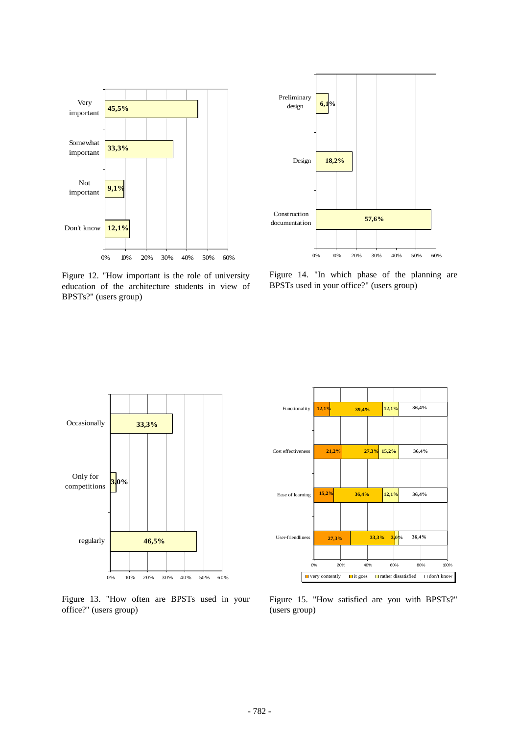| | |
|---|---|
| Very important | 45,5% |
| Somewhat important | 33,3% |
| Not important | 9,1% |
| Don't know | 12,1% |

Figure 12. "How important is the role of university education of the architecture students in view of BPSTs?" (users group)

| | |
|---|---|
| Preliminary design | 6,1% |
| Design | 18,2% |
| Construction documentation | 57,6% |

Figure 14. "In which phase of the planning are BPSTs used in your office?" (users group)

| | |
|---|---|
| Occasionally | 33,3% |
| Only for competitions | 3,0% |
| regularly | 46,5% |

Figure 13. "How often are BPSTs used in your office?" (users group)

| | very contently | it goes | rather dissatisfied | don't know |
|---|---|---|---|---|
| Functionality | 12,1% | 39,4% | 12,1% | 36,4% |
| Cost effectiveness | 21,2% | 27,3% | 15,2% | 36,4% |
| Ease of learning | 15,2% | 36,4% | 12,1% | 36,4% |
| User-friendliness | 27,3% | 33,3% | 3,0% | 36,4% |

Figure 15. "How satisfied are you with BPSTs?" (users group)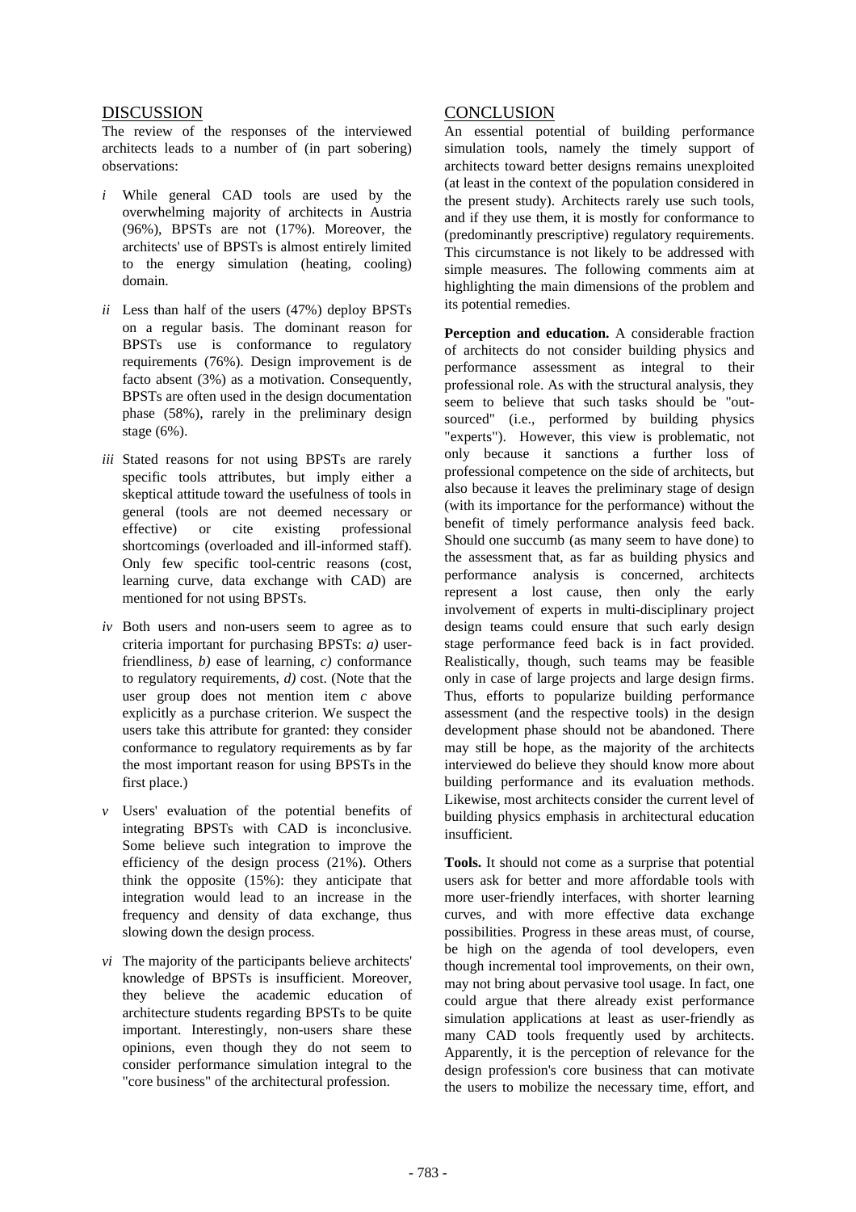## DISCUSSION

The review of the responses of the interviewed architects leads to a number of (in part sobering) observations:

- *i* While general CAD tools are used by the overwhelming majority of architects in Austria (96%), BPSTs are not (17%). Moreover, the architects' use of BPSTs is almost entirely limited to the energy simulation (heating, cooling) domain.

- *ii* Less than half of the users (47%) deploy BPSTs on a regular basis. The dominant reason for BPSTs use is conformance to regulatory requirements (76%). Design improvement is de facto absent (3%) as a motivation. Consequently, BPSTs are often used in the design documentation phase (58%), rarely in the preliminary design stage (6%).

- *iii* Stated reasons for not using BPSTs are rarely specific tools attributes, but imply either a skeptical attitude toward the usefulness of tools in general (tools are not deemed necessary or effective) or cite existing professional shortcomings (overloaded and ill-informed staff). Only few specific tool-centric reasons (cost, learning curve, data exchange with CAD) are mentioned for not using BPSTs.

- *iv* Both users and non-users seem to agree as to criteria important for purchasing BPSTs: *a)* user-friendliness, *b)* ease of learning, *c)* conformance to regulatory requirements, *d)* cost. (Note that the user group does not mention item *c* above explicitly as a purchase criterion. We suspect the users take this attribute for granted: they consider conformance to regulatory requirements as by far the most important reason for using BPSTs in the first place.)

- *v* Users' evaluation of the potential benefits of integrating BPSTs with CAD is inconclusive. Some believe such integration to improve the efficiency of the design process (21%). Others think the opposite (15%): they anticipate that integration would lead to an increase in the frequency and density of data exchange, thus slowing down the design process.

- *vi* The majority of the participants believe architects' knowledge of BPSTs is insufficient. Moreover, they believe the academic education of architecture students regarding BPSTs to be quite important. Interestingly, non-users share these opinions, even though they do not seem to consider performance simulation integral to the "core business" of the architectural profession.

## CONCLUSION

An essential potential of building performance simulation tools, namely the timely support of architects toward better designs remains unexploited (at least in the context of the population considered in the present study). Architects rarely use such tools, and if they use them, it is mostly for conformance to (predominantly prescriptive) regulatory requirements. This circumstance is not likely to be addressed with simple measures. The following comments aim at highlighting the main dimensions of the problem and its potential remedies.

**Perception and education.** A considerable fraction of architects do not consider building physics and performance assessment as integral to their professional role. As with the structural analysis, they seem to believe that such tasks should be "out-sourced" (i.e., performed by building physics "experts"). However, this view is problematic, not only because it sanctions a further loss of professional competence on the side of architects, but also because it leaves the preliminary stage of design (with its importance for the performance) without the benefit of timely performance analysis feed back. Should one succumb (as many seem to have done) to the assessment that, as far as building physics and performance analysis is concerned, architects represent a lost cause, then only the early involvement of experts in multi-disciplinary project design teams could ensure that such early design stage performance feed back is in fact provided. Realistically, though, such teams may be feasible only in case of large projects and large design firms. Thus, efforts to popularize building performance assessment (and the respective tools) in the design development phase should not be abandoned. There may still be hope, as the majority of the architects interviewed do believe they should know more about building performance and its evaluation methods. Likewise, most architects consider the current level of building physics emphasis in architectural education insufficient.

**Tools.** It should not come as a surprise that potential users ask for better and more affordable tools with more user-friendly interfaces, with shorter learning curves, and with more effective data exchange possibilities. Progress in these areas must, of course, be high on the agenda of tool developers, even though incremental tool improvements, on their own, may not bring about pervasive tool usage. In fact, one could argue that there already exist performance simulation applications at least as user-friendly as many CAD tools frequently used by architects. Apparently, it is the perception of relevance for the design profession's core business that can motivate the users to mobilize the necessary time, effort, and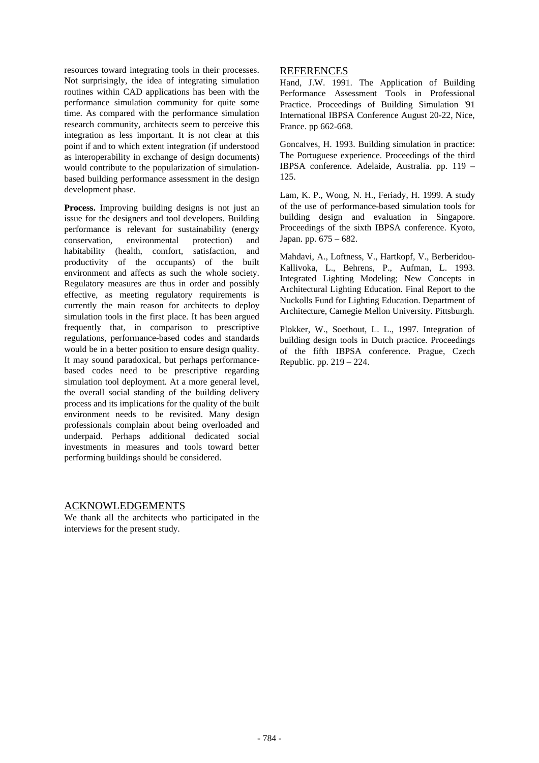resources toward integrating tools in their processes. Not surprisingly, the idea of integrating simulation routines within CAD applications has been with the performance simulation community for quite some time. As compared with the performance simulation research community, architects seem to perceive this integration as less important. It is not clear at this point if and to which extent integration (if understood as interoperability in exchange of design documents) would contribute to the popularization of simulation-based building performance assessment in the design development phase.

**Process.** Improving building designs is not just an issue for the designers and tool developers. Building performance is relevant for sustainability (energy conservation, environmental protection) and habitability (health, comfort, satisfaction, and productivity of the occupants) of the built environment and affects as such the whole society. Regulatory measures are thus in order and possibly effective, as meeting regulatory requirements is currently the main reason for architects to deploy simulation tools in the first place. It has been argued frequently that, in comparison to prescriptive regulations, performance-based codes and standards would be in a better position to ensure design quality. It may sound paradoxical, but perhaps performance-based codes need to be prescriptive regarding simulation tool deployment. At a more general level, the overall social standing of the building delivery process and its implications for the quality of the built environment needs to be revisited. Many design professionals complain about being overloaded and underpaid. Perhaps additional dedicated social investments in measures and tools toward better performing buildings should be considered.

## ACKNOWLEDGEMENTS

We thank all the architects who participated in the interviews for the present study.

## REFERENCES

Hand, J.W. 1991. The Application of Building Performance Assessment Tools in Professional Practice. Proceedings of Building Simulation '91 International IBPSA Conference August 20-22, Nice, France. pp 662-668.

Goncalves, H. 1993. Building simulation in practice: The Portuguese experience. Proceedings of the third IBPSA conference. Adelaide, Australia. pp. 119 – 125.

Lam, K. P., Wong, N. H., Feriady, H. 1999. A study of the use of performance-based simulation tools for building design and evaluation in Singapore. Proceedings of the sixth IBPSA conference. Kyoto, Japan. pp. 675 – 682.

Mahdavi, A., Loftness, V., Hartkopf, V., Berberidou-Kallivoka, L., Behrens, P., Aufman, L. 1993. Integrated Lighting Modeling; New Concepts in Architectural Lighting Education. Final Report to the Nuckolls Fund for Lighting Education. Department of Architecture, Carnegie Mellon University. Pittsburgh.

Plokker, W., Soethout, L. L., 1997. Integration of building design tools in Dutch practice. Proceedings of the fifth IBPSA conference. Prague, Czech Republic. pp. 219 – 224.